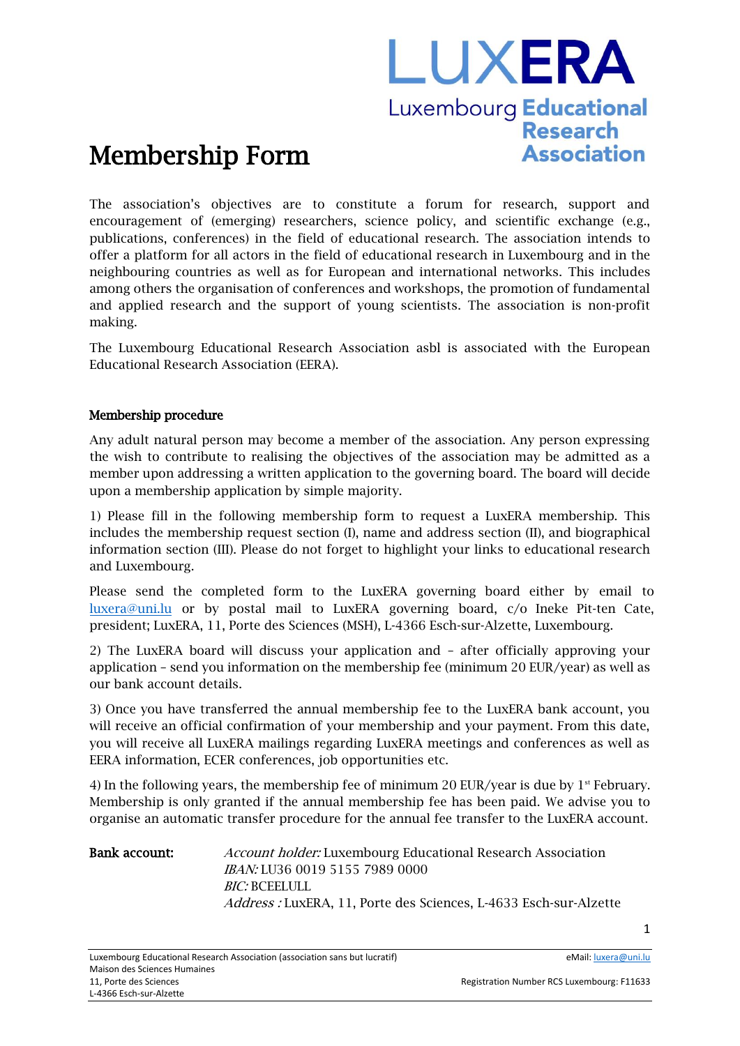# Membership Form

LUXERA
Luxembourg Educational Research Association

The association's objectives are to constitute a forum for research, support and encouragement of (emerging) researchers, science policy, and scientific exchange (e.g., publications, conferences) in the field of educational research. The association intends to offer a platform for all actors in the field of educational research in Luxembourg and in the neighbouring countries as well as for European and international networks. This includes among others the organisation of conferences and workshops, the promotion of fundamental and applied research and the support of young scientists. The association is non-profit making.

The Luxembourg Educational Research Association asbl is associated with the European Educational Research Association (EERA).

**Membership procedure**

Any adult natural person may become a member of the association. Any person expressing the wish to contribute to realising the objectives of the association may be admitted as a member upon addressing a written application to the governing board. The board will decide upon a membership application by simple majority.

1) Please fill in the following membership form to request a LuxERA membership. This includes the membership request section (I), name and address section (II), and biographical information section (III). Please do not forget to highlight your links to educational research and Luxembourg.

Please send the completed form to the LuxERA governing board either by email to luxera@uni.lu or by postal mail to LuxERA governing board, c/o Ineke Pit-ten Cate, president; LuxERA, 11, Porte des Sciences (MSH), L-4366 Esch-sur-Alzette, Luxembourg.

2) The LuxERA board will discuss your application and – after officially approving your application – send you information on the membership fee (minimum 20 EUR/year) as well as our bank account details.

3) Once you have transferred the annual membership fee to the LuxERA bank account, you will receive an official confirmation of your membership and your payment. From this date, you will receive all LuxERA mailings regarding LuxERA meetings and conferences as well as EERA information, ECER conferences, job opportunities etc.

4) In the following years, the membership fee of minimum 20 EUR/year is due by 1st February. Membership is only granted if the annual membership fee has been paid. We advise you to organise an automatic transfer procedure for the annual fee transfer to the LuxERA account.

**Bank account:**
*Account holder:* Luxembourg Educational Research Association
*IBAN:* LU36 0019 5155 7989 0000
*BIC:* BCEELULL
*Address :* LuxERA, 11, Porte des Sciences, L-4633 Esch-sur-Alzette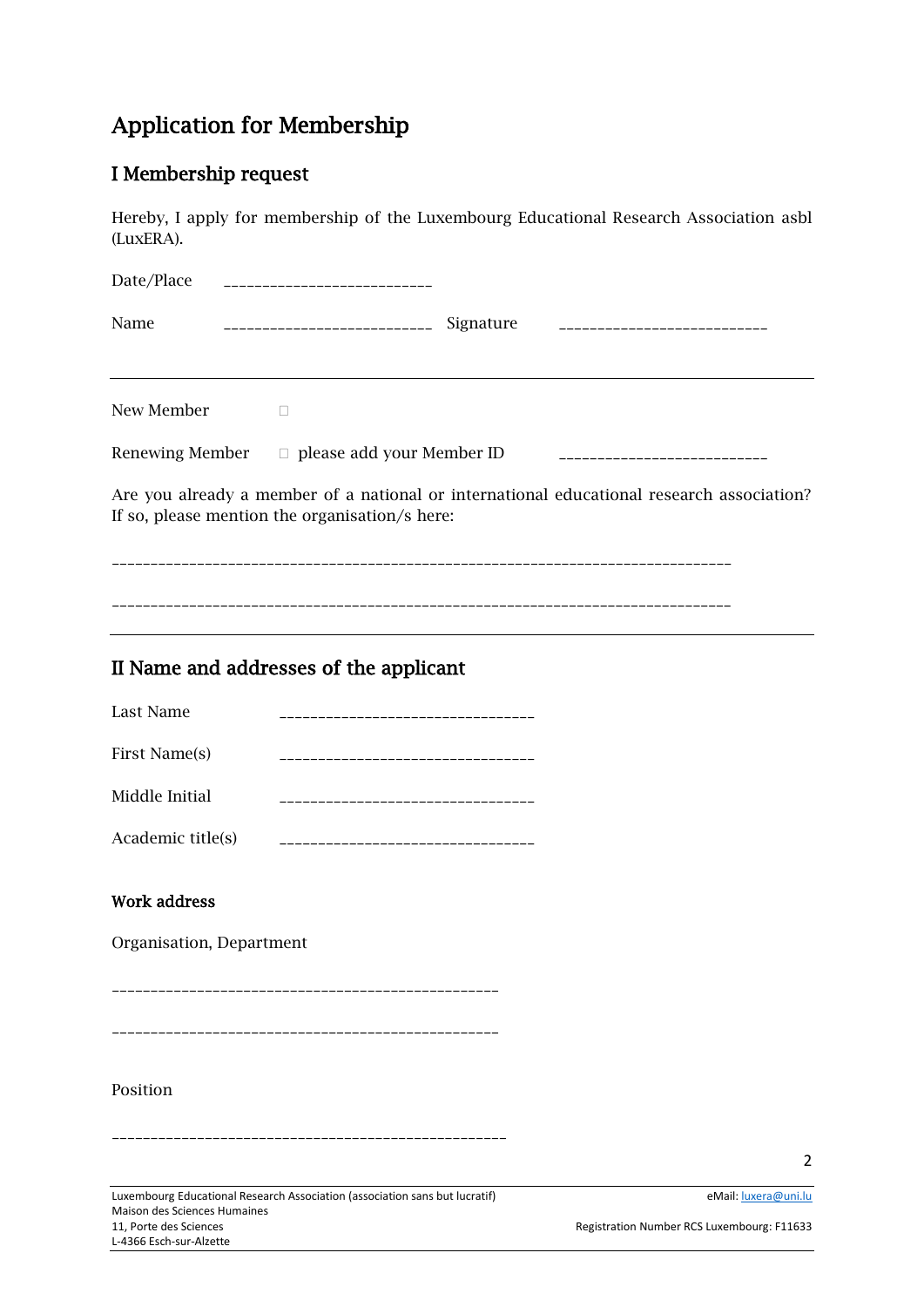# Application for Membership

## I Membership request

Hereby, I apply for membership of the Luxembourg Educational Research Association asbl (LuxERA).

Date/Place ___________________________

Name ___________________________ Signature ___________________________

---

New Member ☐

Renewing Member ☐ please add your Member ID ___________________________

Are you already a member of a national or international educational research association? If so, please mention the organisation/s here:

________________________________________________________________________________

________________________________________________________________________________

---

## II Name and addresses of the applicant

Last Name _________________________________

First Name(s) _________________________________

Middle Initial _________________________________

Academic title(s) _________________________________

### Work address

Organisation, Department

__________________________________________________

__________________________________________________

Position

___________________________________________________

Luxembourg Educational Research Association (association sans but lucratif)
Maison des Sciences Humaines
11, Porte des Sciences
L-4366 Esch-sur-Alzette

eMail: luxera@uni.lu

Registration Number RCS Luxembourg: F11633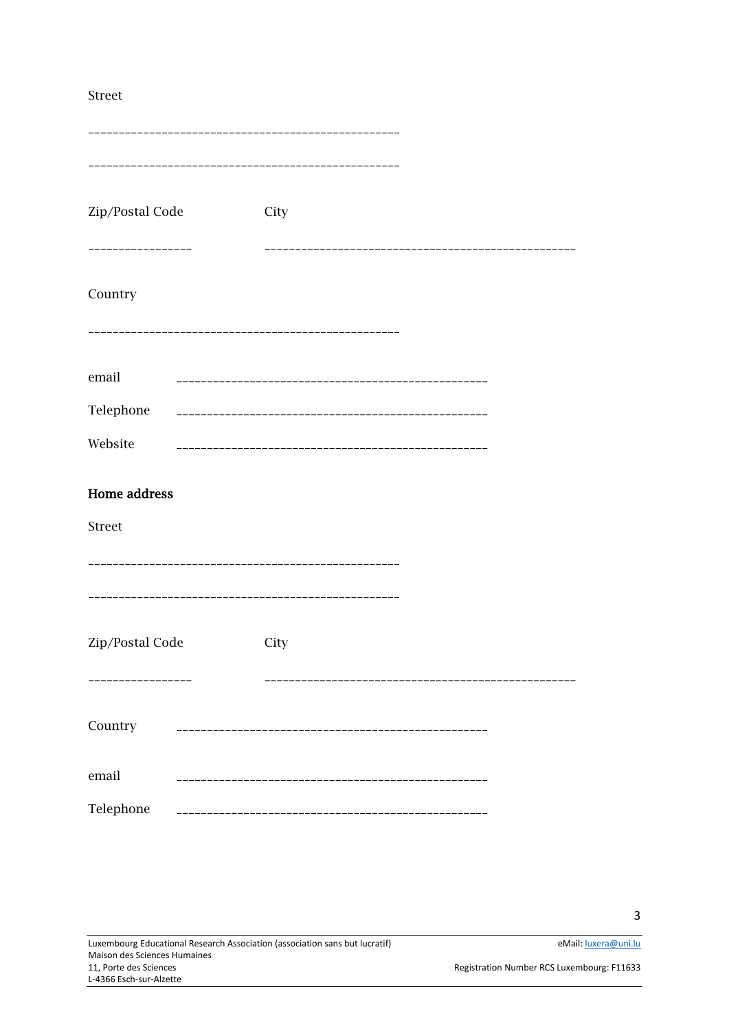Street

\_\_\_\_\_\_\_\_\_\_\_\_\_\_\_\_\_\_\_\_\_\_\_\_\_\_\_\_\_\_\_\_\_\_\_\_\_\_\_\_\_\_\_\_\_\_\_\_\_\_

\_\_\_\_\_\_\_\_\_\_\_\_\_\_\_\_\_\_\_\_\_\_\_\_\_\_\_\_\_\_\_\_\_\_\_\_\_\_\_\_\_\_\_\_\_\_\_\_\_\_

Zip/Postal Code        City

\_\_\_\_\_\_\_\_\_\_\_\_\_\_\_\_\_        \_\_\_\_\_\_\_\_\_\_\_\_\_\_\_\_\_\_\_\_\_\_\_\_\_\_\_\_\_\_\_\_\_\_\_\_\_\_\_\_\_\_\_\_\_\_\_\_\_\_

Country

\_\_\_\_\_\_\_\_\_\_\_\_\_\_\_\_\_\_\_\_\_\_\_\_\_\_\_\_\_\_\_\_\_\_\_\_\_\_\_\_\_\_\_\_\_\_\_\_\_\_

email        \_\_\_\_\_\_\_\_\_\_\_\_\_\_\_\_\_\_\_\_\_\_\_\_\_\_\_\_\_\_\_\_\_\_\_\_\_\_\_\_\_\_\_\_\_\_\_\_\_\_

Telephone        \_\_\_\_\_\_\_\_\_\_\_\_\_\_\_\_\_\_\_\_\_\_\_\_\_\_\_\_\_\_\_\_\_\_\_\_\_\_\_\_\_\_\_\_\_\_\_\_\_\_

Website        \_\_\_\_\_\_\_\_\_\_\_\_\_\_\_\_\_\_\_\_\_\_\_\_\_\_\_\_\_\_\_\_\_\_\_\_\_\_\_\_\_\_\_\_\_\_\_\_\_\_

**Home address**

Street

\_\_\_\_\_\_\_\_\_\_\_\_\_\_\_\_\_\_\_\_\_\_\_\_\_\_\_\_\_\_\_\_\_\_\_\_\_\_\_\_\_\_\_\_\_\_\_\_\_\_

\_\_\_\_\_\_\_\_\_\_\_\_\_\_\_\_\_\_\_\_\_\_\_\_\_\_\_\_\_\_\_\_\_\_\_\_\_\_\_\_\_\_\_\_\_\_\_\_\_\_

Zip/Postal Code        City

\_\_\_\_\_\_\_\_\_\_\_\_\_\_\_\_\_        \_\_\_\_\_\_\_\_\_\_\_\_\_\_\_\_\_\_\_\_\_\_\_\_\_\_\_\_\_\_\_\_\_\_\_\_\_\_\_\_\_\_\_\_\_\_\_\_\_\_

Country        \_\_\_\_\_\_\_\_\_\_\_\_\_\_\_\_\_\_\_\_\_\_\_\_\_\_\_\_\_\_\_\_\_\_\_\_\_\_\_\_\_\_\_\_\_\_\_\_\_\_

email        \_\_\_\_\_\_\_\_\_\_\_\_\_\_\_\_\_\_\_\_\_\_\_\_\_\_\_\_\_\_\_\_\_\_\_\_\_\_\_\_\_\_\_\_\_\_\_\_\_\_

Telephone        \_\_\_\_\_\_\_\_\_\_\_\_\_\_\_\_\_\_\_\_\_\_\_\_\_\_\_\_\_\_\_\_\_\_\_\_\_\_\_\_\_\_\_\_\_\_\_\_\_\_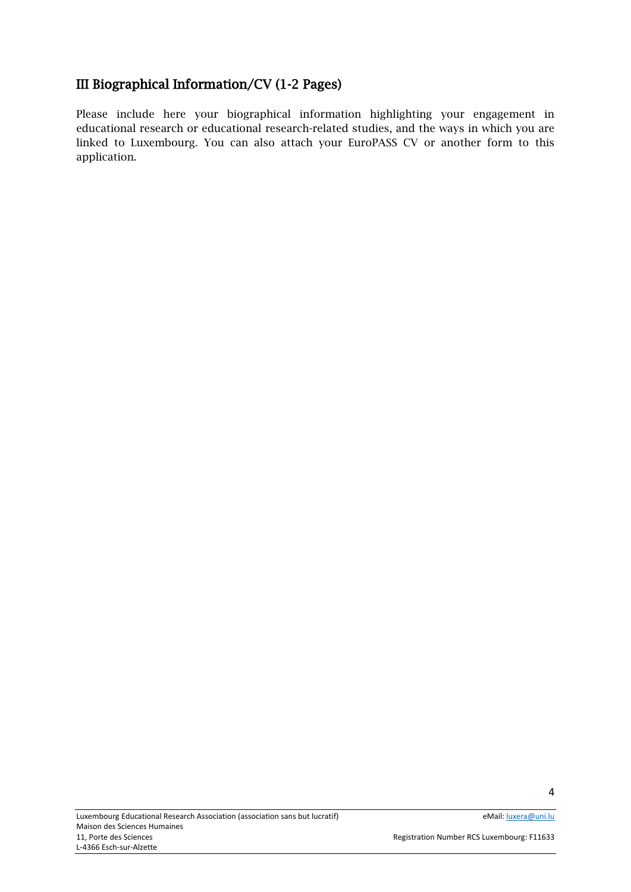## III Biographical Information/CV (1-2 Pages)

Please include here your biographical information highlighting your engagement in educational research or educational research-related studies, and the ways in which you are linked to Luxembourg. You can also attach your EuroPASS CV or another form to this application.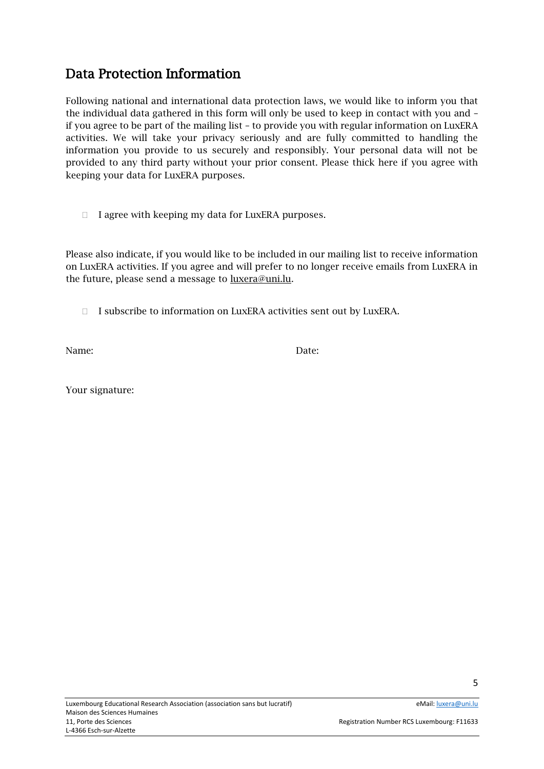## Data Protection Information

Following national and international data protection laws, we would like to inform you that the individual data gathered in this form will only be used to keep in contact with you and – if you agree to be part of the mailing list – to provide you with regular information on LuxERA activities. We will take your privacy seriously and are fully committed to handling the information you provide to us securely and responsibly. Your personal data will not be provided to any third party without your prior consent. Please thick here if you agree with keeping your data for LuxERA purposes.

- ☐ I agree with keeping my data for LuxERA purposes.

Please also indicate, if you would like to be included in our mailing list to receive information on LuxERA activities. If you agree and will prefer to no longer receive emails from LuxERA in the future, please send a message to luxera@uni.lu.

- ☐ I subscribe to information on LuxERA activities sent out by LuxERA.

Name: Date:

Your signature:

Luxembourg Educational Research Association (association sans but lucratif)
Maison des Sciences Humaines
11, Porte des Sciences
L-4366 Esch-sur-Alzette

eMail: luxera@uni.lu

Registration Number RCS Luxembourg: F11633